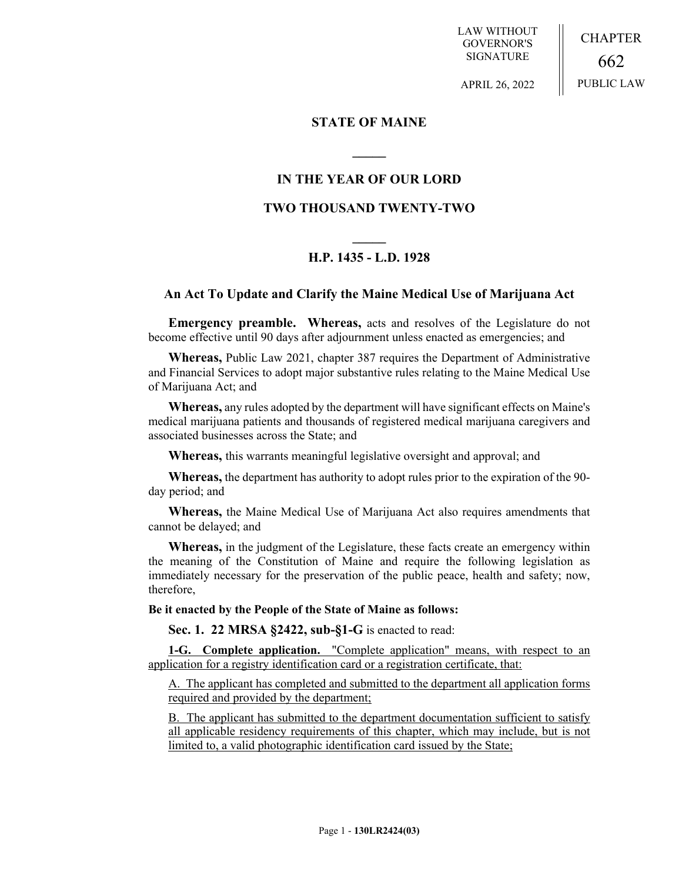LAW WITHOUT GOVERNOR'S SIGNATURE

APRIL 26, 2022

CHAPTER

662

PUBLIC LAW

## STATE OF MAINE

## IN THE YEAR OF OUR LORD

## TWO THOUSAND TWENTY-TWO

## H.P. 1435 - L.D. 1928

### An Act To Update and Clarify the Maine Medical Use of Marijuana Act

**Emergency preamble. Whereas,** acts and resolves of the Legislature do not become effective until 90 days after adjournment unless enacted as emergencies; and

**Whereas,** Public Law 2021, chapter 387 requires the Department of Administrative and Financial Services to adopt major substantive rules relating to the Maine Medical Use of Marijuana Act; and

**Whereas,** any rules adopted by the department will have significant effects on Maine's medical marijuana patients and thousands of registered medical marijuana caregivers and associated businesses across the State; and

**Whereas,** this warrants meaningful legislative oversight and approval; and

**Whereas,** the department has authority to adopt rules prior to the expiration of the 90-day period; and

**Whereas,** the Maine Medical Use of Marijuana Act also requires amendments that cannot be delayed; and

**Whereas,** in the judgment of the Legislature, these facts create an emergency within the meaning of the Constitution of Maine and require the following legislation as immediately necessary for the preservation of the public peace, health and safety; now, therefore,

**Be it enacted by the People of the State of Maine as follows:**

**Sec. 1. 22 MRSA §2422, sub-§1-G** is enacted to read:

**1-G. Complete application.** "Complete application" means, with respect to an application for a registry identification card or a registration certificate, that:

A. The applicant has completed and submitted to the department all application forms required and provided by the department;

B. The applicant has submitted to the department documentation sufficient to satisfy all applicable residency requirements of this chapter, which may include, but is not limited to, a valid photographic identification card issued by the State;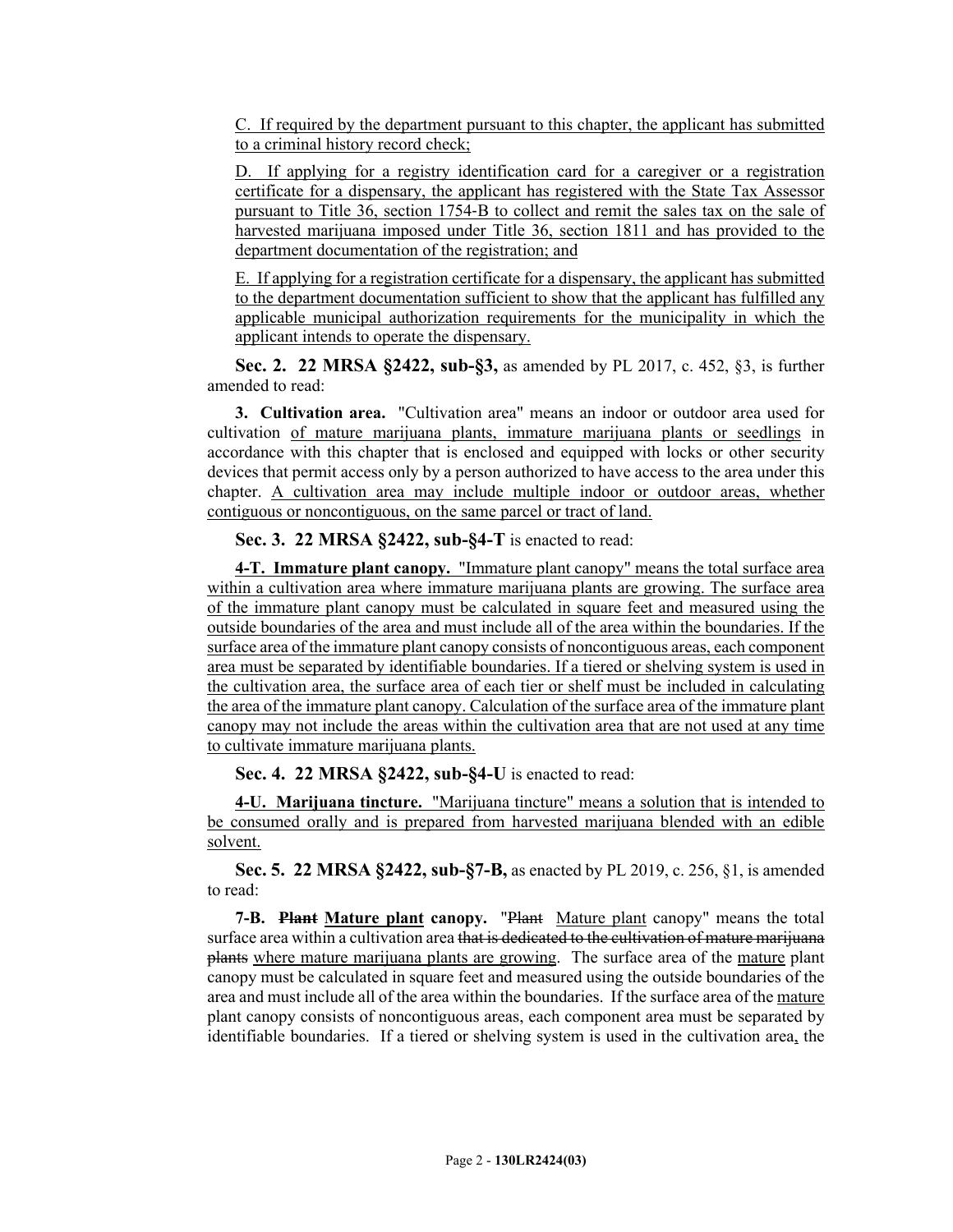C. If required by the department pursuant to this chapter, the applicant has submitted to a criminal history record check;

D. If applying for a registry identification card for a caregiver or a registration certificate for a dispensary, the applicant has registered with the State Tax Assessor pursuant to Title 36, section 1754-B to collect and remit the sales tax on the sale of harvested marijuana imposed under Title 36, section 1811 and has provided to the department documentation of the registration; and

E. If applying for a registration certificate for a dispensary, the applicant has submitted to the department documentation sufficient to show that the applicant has fulfilled any applicable municipal authorization requirements for the municipality in which the applicant intends to operate the dispensary.

**Sec. 2. 22 MRSA §2422, sub-§3,** as amended by PL 2017, c. 452, §3, is further amended to read:

**3. Cultivation area.** "Cultivation area" means an indoor or outdoor area used for cultivation of mature marijuana plants, immature marijuana plants or seedlings in accordance with this chapter that is enclosed and equipped with locks or other security devices that permit access only by a person authorized to have access to the area under this chapter. A cultivation area may include multiple indoor or outdoor areas, whether contiguous or noncontiguous, on the same parcel or tract of land.

**Sec. 3. 22 MRSA §2422, sub-§4-T** is enacted to read:

**4-T. Immature plant canopy.** "Immature plant canopy" means the total surface area within a cultivation area where immature marijuana plants are growing. The surface area of the immature plant canopy must be calculated in square feet and measured using the outside boundaries of the area and must include all of the area within the boundaries. If the surface area of the immature plant canopy consists of noncontiguous areas, each component area must be separated by identifiable boundaries. If a tiered or shelving system is used in the cultivation area, the surface area of each tier or shelf must be included in calculating the area of the immature plant canopy. Calculation of the surface area of the immature plant canopy may not include the areas within the cultivation area that are not used at any time to cultivate immature marijuana plants.

**Sec. 4. 22 MRSA §2422, sub-§4-U** is enacted to read:

**4-U. Marijuana tincture.** "Marijuana tincture" means a solution that is intended to be consumed orally and is prepared from harvested marijuana blended with an edible solvent.

**Sec. 5. 22 MRSA §2422, sub-§7-B,** as enacted by PL 2019, c. 256, §1, is amended to read:

**7-B. ~~Plant~~ Mature plant canopy.** "~~Plant~~ Mature plant canopy" means the total surface area within a cultivation area ~~that is dedicated to the cultivation of mature marijuana plants~~ where mature marijuana plants are growing. The surface area of the mature plant canopy must be calculated in square feet and measured using the outside boundaries of the area and must include all of the area within the boundaries. If the surface area of the mature plant canopy consists of noncontiguous areas, each component area must be separated by identifiable boundaries. If a tiered or shelving system is used in the cultivation area, the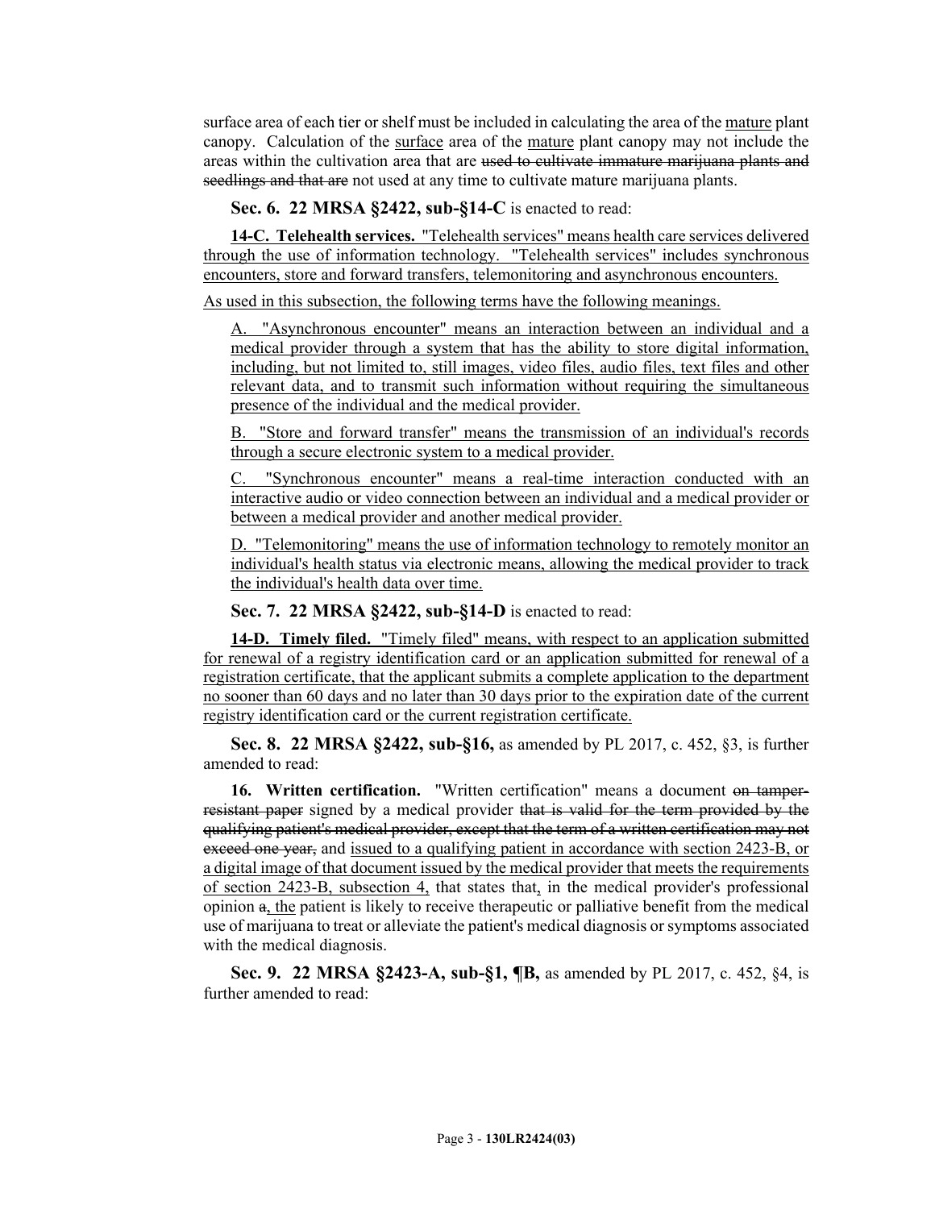surface area of each tier or shelf must be included in calculating the area of the <u>mature</u> plant canopy. Calculation of the <u>surface</u> area of the <u>mature</u> plant canopy may not include the areas within the cultivation area that are ~~used to cultivate immature marijuana plants and seedlings and that are~~ not used at any time to cultivate mature marijuana plants.

**Sec. 6. 22 MRSA §2422, sub-§14-C** is enacted to read:

<u>**14-C. Telehealth services.** "Telehealth services" means health care services delivered through the use of information technology. "Telehealth services" includes synchronous encounters, store and forward transfers, telemonitoring and asynchronous encounters.</u>

<u>As used in this subsection, the following terms have the following meanings.</u>

<u>A. "Asynchronous encounter" means an interaction between an individual and a medical provider through a system that has the ability to store digital information, including, but not limited to, still images, video files, audio files, text files and other relevant data, and to transmit such information without requiring the simultaneous presence of the individual and the medical provider.</u>

<u>B. "Store and forward transfer" means the transmission of an individual's records through a secure electronic system to a medical provider.</u>

<u>C. "Synchronous encounter" means a real-time interaction conducted with an interactive audio or video connection between an individual and a medical provider or between a medical provider and another medical provider.</u>

<u>D. "Telemonitoring" means the use of information technology to remotely monitor an individual's health status via electronic means, allowing the medical provider to track the individual's health data over time.</u>

**Sec. 7. 22 MRSA §2422, sub-§14-D** is enacted to read:

<u>**14-D. Timely filed.** "Timely filed" means, with respect to an application submitted for renewal of a registry identification card or an application submitted for renewal of a registration certificate, that the applicant submits a complete application to the department no sooner than 60 days and no later than 30 days prior to the expiration date of the current registry identification card or the current registration certificate.</u>

**Sec. 8. 22 MRSA §2422, sub-§16,** as amended by PL 2017, c. 452, §3, is further amended to read:

**16. Written certification.** "Written certification" means a document ~~on tamper-resistant paper~~ signed by a medical provider ~~that is valid for the term provided by the qualifying patient's medical provider, except that the term of a written certification may not exceed one year,~~ and <u>issued to a qualifying patient in accordance with section 2423-B, or a digital image of that document issued by the medical provider that meets the requirements of section 2423-B, subsection 4,</u> that states that<u>,</u> in the medical provider's professional opinion ~~a~~<u>, the</u> patient is likely to receive therapeutic or palliative benefit from the medical use of marijuana to treat or alleviate the patient's medical diagnosis or symptoms associated with the medical diagnosis.

**Sec. 9. 22 MRSA §2423-A, sub-§1, ¶B,** as amended by PL 2017, c. 452, §4, is further amended to read: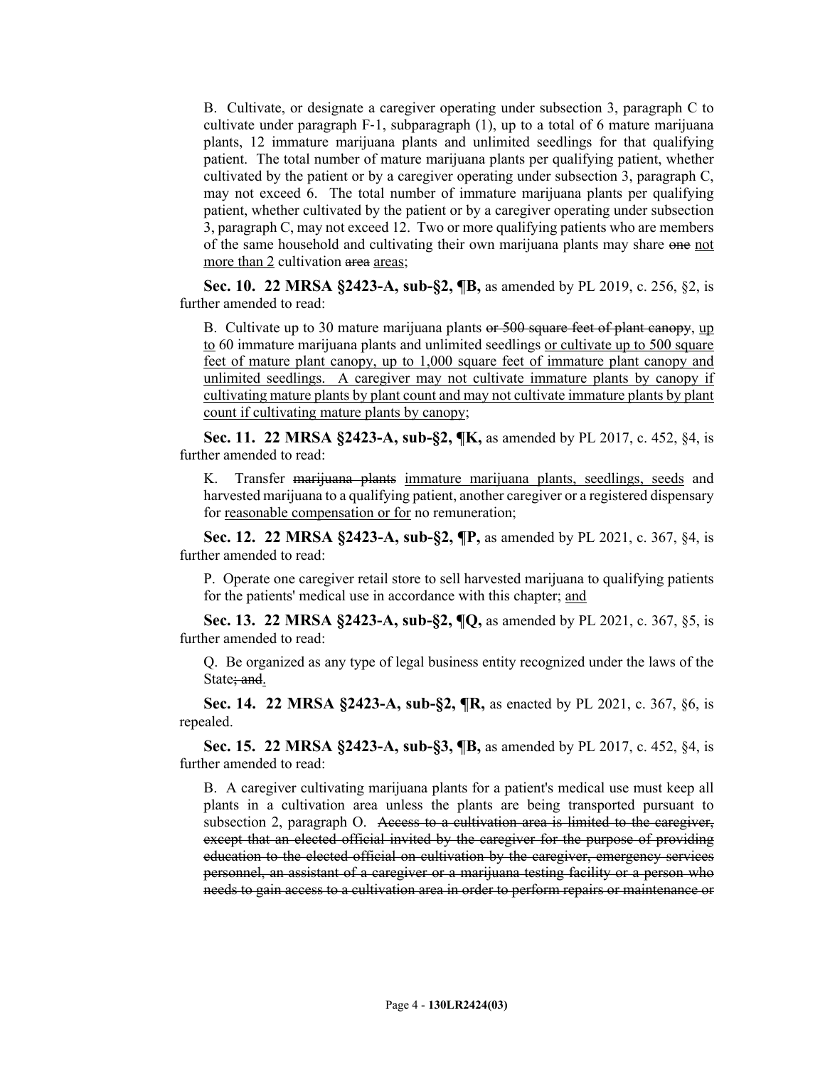B. Cultivate, or designate a caregiver operating under subsection 3, paragraph C to cultivate under paragraph F-1, subparagraph (1), up to a total of 6 mature marijuana plants, 12 immature marijuana plants and unlimited seedlings for that qualifying patient. The total number of mature marijuana plants per qualifying patient, whether cultivated by the patient or by a caregiver operating under subsection 3, paragraph C, may not exceed 6. The total number of immature marijuana plants per qualifying patient, whether cultivated by the patient or by a caregiver operating under subsection 3, paragraph C, may not exceed 12. Two or more qualifying patients who are members of the same household and cultivating their own marijuana plants may share ~~one~~ <u>not more than 2</u> cultivation ~~area~~ <u>areas</u>;

**Sec. 10. 22 MRSA §2423-A, sub-§2, ¶B,** as amended by PL 2019, c. 256, §2, is further amended to read:

B. Cultivate up to 30 mature marijuana plants ~~or 500 square feet of plant canopy~~, <u>up to</u> 60 immature marijuana plants and unlimited seedlings <u>or cultivate up to 500 square feet of mature plant canopy, up to 1,000 square feet of immature plant canopy and unlimited seedlings. A caregiver may not cultivate immature plants by canopy if cultivating mature plants by plant count and may not cultivate immature plants by plant count if cultivating mature plants by canopy</u>;

**Sec. 11. 22 MRSA §2423-A, sub-§2, ¶K,** as amended by PL 2017, c. 452, §4, is further amended to read:

K. Transfer ~~marijuana plants~~ <u>immature marijuana plants, seedlings, seeds</u> and harvested marijuana to a qualifying patient, another caregiver or a registered dispensary for <u>reasonable compensation or for</u> no remuneration;

**Sec. 12. 22 MRSA §2423-A, sub-§2, ¶P,** as amended by PL 2021, c. 367, §4, is further amended to read:

P. Operate one caregiver retail store to sell harvested marijuana to qualifying patients for the patients' medical use in accordance with this chapter; <u>and</u>

**Sec. 13. 22 MRSA §2423-A, sub-§2, ¶Q,** as amended by PL 2021, c. 367, §5, is further amended to read:

Q. Be organized as any type of legal business entity recognized under the laws of the State~~; and~~<u>.</u>

**Sec. 14. 22 MRSA §2423-A, sub-§2, ¶R,** as enacted by PL 2021, c. 367, §6, is repealed.

**Sec. 15. 22 MRSA §2423-A, sub-§3, ¶B,** as amended by PL 2017, c. 452, §4, is further amended to read:

B. A caregiver cultivating marijuana plants for a patient's medical use must keep all plants in a cultivation area unless the plants are being transported pursuant to subsection 2, paragraph O. ~~Access to a cultivation area is limited to the caregiver, except that an elected official invited by the caregiver for the purpose of providing education to the elected official on cultivation by the caregiver, emergency services personnel, an assistant of a caregiver or a marijuana testing facility or a person who needs to gain access to a cultivation area in order to perform repairs or maintenance or~~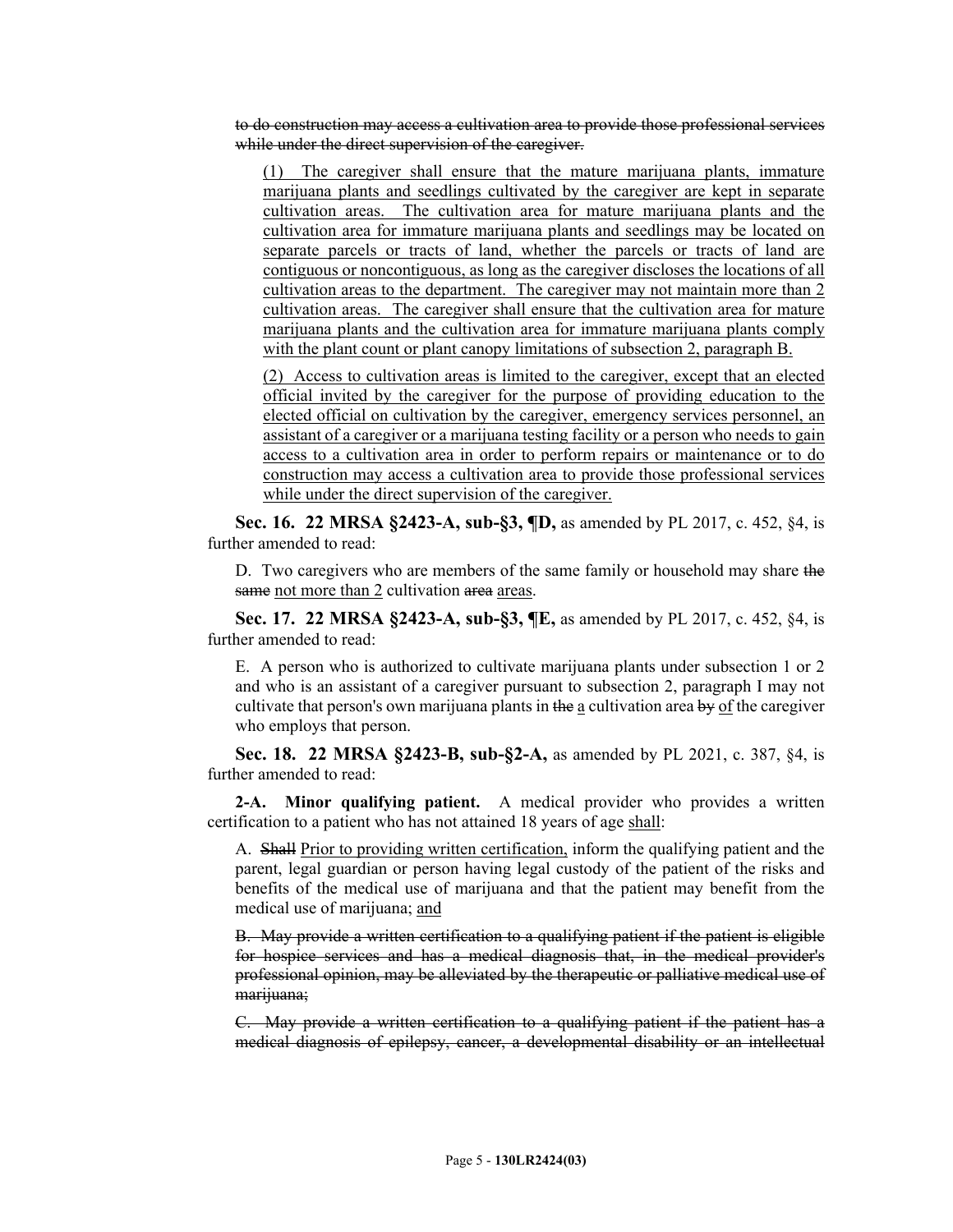~~to do construction may access a cultivation area to provide those professional services while under the direct supervision of the caregiver.~~

<u>(1) The caregiver shall ensure that the mature marijuana plants, immature marijuana plants and seedlings cultivated by the caregiver are kept in separate cultivation areas. The cultivation area for mature marijuana plants and the cultivation area for immature marijuana plants and seedlings may be located on separate parcels or tracts of land, whether the parcels or tracts of land are contiguous or noncontiguous, as long as the caregiver discloses the locations of all cultivation areas to the department. The caregiver may not maintain more than 2 cultivation areas. The caregiver shall ensure that the cultivation area for mature marijuana plants and the cultivation area for immature marijuana plants comply with the plant count or plant canopy limitations of subsection 2, paragraph B.</u>

<u>(2) Access to cultivation areas is limited to the caregiver, except that an elected official invited by the caregiver for the purpose of providing education to the elected official on cultivation by the caregiver, emergency services personnel, an assistant of a caregiver or a marijuana testing facility or a person who needs to gain access to a cultivation area in order to perform repairs or maintenance or to do construction may access a cultivation area to provide those professional services while under the direct supervision of the caregiver.</u>

**Sec. 16. 22 MRSA §2423-A, sub-§3, ¶D,** as amended by PL 2017, c. 452, §4, is further amended to read:

D. Two caregivers who are members of the same family or household may share ~~the same~~ <u>not more than 2</u> cultivation ~~area~~ <u>areas</u>.

**Sec. 17. 22 MRSA §2423-A, sub-§3, ¶E,** as amended by PL 2017, c. 452, §4, is further amended to read:

E. A person who is authorized to cultivate marijuana plants under subsection 1 or 2 and who is an assistant of a caregiver pursuant to subsection 2, paragraph I may not cultivate that person's own marijuana plants in ~~the~~ <u>a</u> cultivation area ~~by~~ <u>of</u> the caregiver who employs that person.

**Sec. 18. 22 MRSA §2423-B, sub-§2-A,** as amended by PL 2021, c. 387, §4, is further amended to read:

**2-A. Minor qualifying patient.** A medical provider who provides a written certification to a patient who has not attained 18 years of age <u>shall</u>:

A. ~~Shall~~ <u>Prior to providing written certification,</u> inform the qualifying patient and the parent, legal guardian or person having legal custody of the patient of the risks and benefits of the medical use of marijuana and that the patient may benefit from the medical use of marijuana; <u>and</u>

~~B. May provide a written certification to a qualifying patient if the patient is eligible for hospice services and has a medical diagnosis that, in the medical provider's professional opinion, may be alleviated by the therapeutic or palliative medical use of marijuana;~~

~~C. May provide a written certification to a qualifying patient if the patient has a medical diagnosis of epilepsy, cancer, a developmental disability or an intellectual~~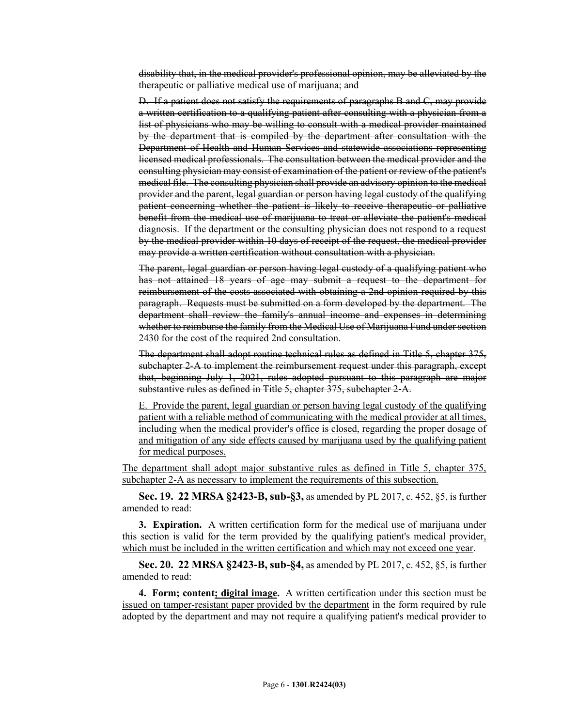~~disability that, in the medical provider's professional opinion, may be alleviated by the therapeutic or palliative medical use of marijuana; and~~

~~D. If a patient does not satisfy the requirements of paragraphs B and C, may provide a written certification to a qualifying patient after consulting with a physician from a list of physicians who may be willing to consult with a medical provider maintained by the department that is compiled by the department after consultation with the Department of Health and Human Services and statewide associations representing licensed medical professionals. The consultation between the medical provider and the consulting physician may consist of examination of the patient or review of the patient's medical file. The consulting physician shall provide an advisory opinion to the medical provider and the parent, legal guardian or person having legal custody of the qualifying patient concerning whether the patient is likely to receive therapeutic or palliative benefit from the medical use of marijuana to treat or alleviate the patient's medical diagnosis. If the department or the consulting physician does not respond to a request by the medical provider within 10 days of receipt of the request, the medical provider may provide a written certification without consultation with a physician.~~

~~The parent, legal guardian or person having legal custody of a qualifying patient who has not attained 18 years of age may submit a request to the department for reimbursement of the costs associated with obtaining a 2nd opinion required by this paragraph. Requests must be submitted on a form developed by the department. The department shall review the family's annual income and expenses in determining whether to reimburse the family from the Medical Use of Marijuana Fund under section 2430 for the cost of the required 2nd consultation.~~

~~The department shall adopt routine technical rules as defined in Title 5, chapter 375, subchapter 2-A to implement the reimbursement request under this paragraph, except that, beginning July 1, 2021, rules adopted pursuant to this paragraph are major substantive rules as defined in Title 5, chapter 375, subchapter 2-A.~~

<u>E. Provide the parent, legal guardian or person having legal custody of the qualifying patient with a reliable method of communicating with the medical provider at all times, including when the medical provider's office is closed, regarding the proper dosage of and mitigation of any side effects caused by marijuana used by the qualifying patient for medical purposes.</u>

<u>The department shall adopt major substantive rules as defined in Title 5, chapter 375, subchapter 2-A as necessary to implement the requirements of this subsection.</u>

**Sec. 19. 22 MRSA §2423-B, sub-§3,** as amended by PL 2017, c. 452, §5, is further amended to read:

**3. Expiration.** A written certification form for the medical use of marijuana under this section is valid for the term provided by the qualifying patient's medical provider<u>, which must be included in the written certification and which may not exceed one year</u>.

**Sec. 20. 22 MRSA §2423-B, sub-§4,** as amended by PL 2017, c. 452, §5, is further amended to read:

**4. Form; content<u>; digital image</u>.** A written certification under this section must be <u>issued on tamper-resistant paper provided by the department</u> in the form required by rule adopted by the department and may not require a qualifying patient's medical provider to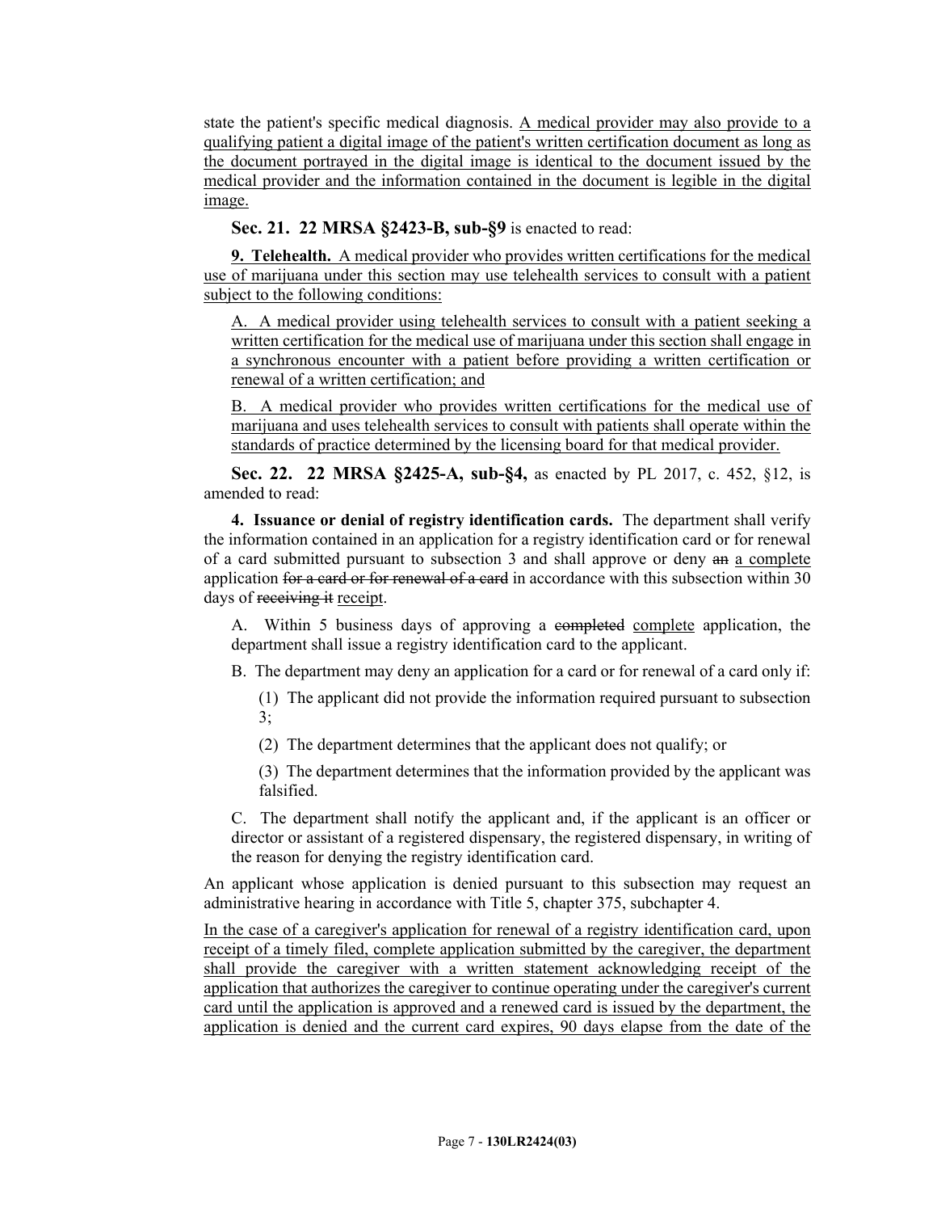state the patient's specific medical diagnosis. A medical provider may also provide to a qualifying patient a digital image of the patient's written certification document as long as the document portrayed in the digital image is identical to the document issued by the medical provider and the information contained in the document is legible in the digital image.

**Sec. 21. 22 MRSA §2423-B, sub-§9** is enacted to read:

**9. Telehealth.** A medical provider who provides written certifications for the medical use of marijuana under this section may use telehealth services to consult with a patient subject to the following conditions:

A. A medical provider using telehealth services to consult with a patient seeking a written certification for the medical use of marijuana under this section shall engage in a synchronous encounter with a patient before providing a written certification or renewal of a written certification; and

B. A medical provider who provides written certifications for the medical use of marijuana and uses telehealth services to consult with patients shall operate within the standards of practice determined by the licensing board for that medical provider.

**Sec. 22. 22 MRSA §2425-A, sub-§4,** as enacted by PL 2017, c. 452, §12, is amended to read:

**4. Issuance or denial of registry identification cards.** The department shall verify the information contained in an application for a registry identification card or for renewal of a card submitted pursuant to subsection 3 and shall approve or deny ~~an~~ a complete application ~~for a card or for renewal of a card~~ in accordance with this subsection within 30 days of ~~receiving it~~ receipt.

A. Within 5 business days of approving a ~~completed~~ complete application, the department shall issue a registry identification card to the applicant.

B. The department may deny an application for a card or for renewal of a card only if:

(1) The applicant did not provide the information required pursuant to subsection 3;

(2) The department determines that the applicant does not qualify; or

(3) The department determines that the information provided by the applicant was falsified.

C. The department shall notify the applicant and, if the applicant is an officer or director or assistant of a registered dispensary, the registered dispensary, in writing of the reason for denying the registry identification card.

An applicant whose application is denied pursuant to this subsection may request an administrative hearing in accordance with Title 5, chapter 375, subchapter 4.

In the case of a caregiver's application for renewal of a registry identification card, upon receipt of a timely filed, complete application submitted by the caregiver, the department shall provide the caregiver with a written statement acknowledging receipt of the application that authorizes the caregiver to continue operating under the caregiver's current card until the application is approved and a renewed card is issued by the department, the application is denied and the current card expires, 90 days elapse from the date of the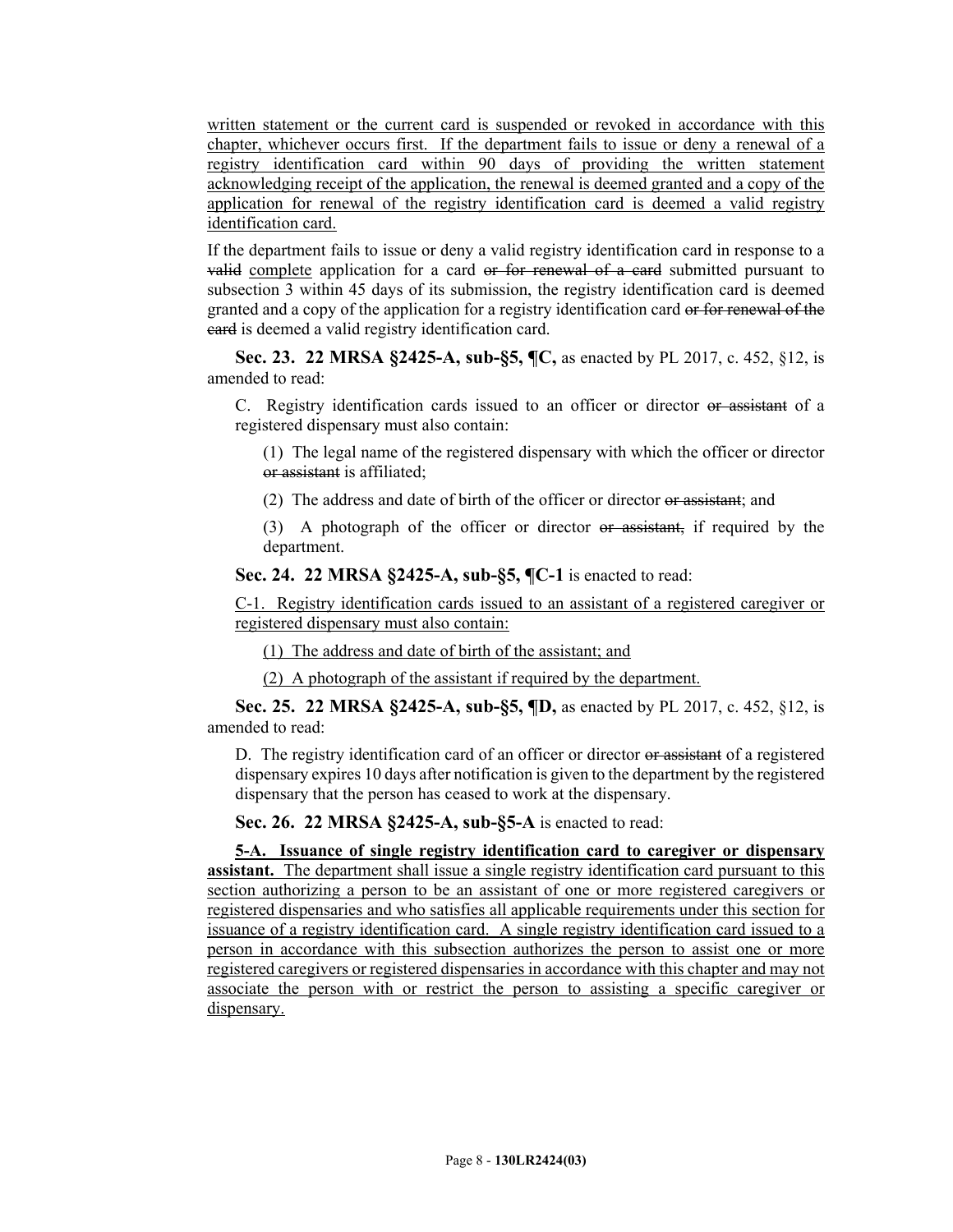written statement or the current card is suspended or revoked in accordance with this chapter, whichever occurs first. If the department fails to issue or deny a renewal of a registry identification card within 90 days of providing the written statement acknowledging receipt of the application, the renewal is deemed granted and a copy of the application for renewal of the registry identification card is deemed a valid registry identification card.

If the department fails to issue or deny a valid registry identification card in response to a ~~valid~~ complete application for a card ~~or for renewal of a card~~ submitted pursuant to subsection 3 within 45 days of its submission, the registry identification card is deemed granted and a copy of the application for a registry identification card ~~or for renewal of the card~~ is deemed a valid registry identification card.

**Sec. 23. 22 MRSA §2425-A, sub-§5, ¶C,** as enacted by PL 2017, c. 452, §12, is amended to read:

C. Registry identification cards issued to an officer or director ~~or assistant~~ of a registered dispensary must also contain:

(1) The legal name of the registered dispensary with which the officer or director ~~or assistant~~ is affiliated;

(2) The address and date of birth of the officer or director ~~or assistant~~; and

(3) A photograph of the officer or director ~~or assistant,~~ if required by the department.

**Sec. 24. 22 MRSA §2425-A, sub-§5, ¶C-1** is enacted to read:

C-1. Registry identification cards issued to an assistant of a registered caregiver or registered dispensary must also contain:

(1) The address and date of birth of the assistant; and

(2) A photograph of the assistant if required by the department.

**Sec. 25. 22 MRSA §2425-A, sub-§5, ¶D,** as enacted by PL 2017, c. 452, §12, is amended to read:

D. The registry identification card of an officer or director ~~or assistant~~ of a registered dispensary expires 10 days after notification is given to the department by the registered dispensary that the person has ceased to work at the dispensary.

**Sec. 26. 22 MRSA §2425-A, sub-§5-A** is enacted to read:

**5-A. Issuance of single registry identification card to caregiver or dispensary assistant.** The department shall issue a single registry identification card pursuant to this section authorizing a person to be an assistant of one or more registered caregivers or registered dispensaries and who satisfies all applicable requirements under this section for issuance of a registry identification card. A single registry identification card issued to a person in accordance with this subsection authorizes the person to assist one or more registered caregivers or registered dispensaries in accordance with this chapter and may not associate the person with or restrict the person to assisting a specific caregiver or dispensary.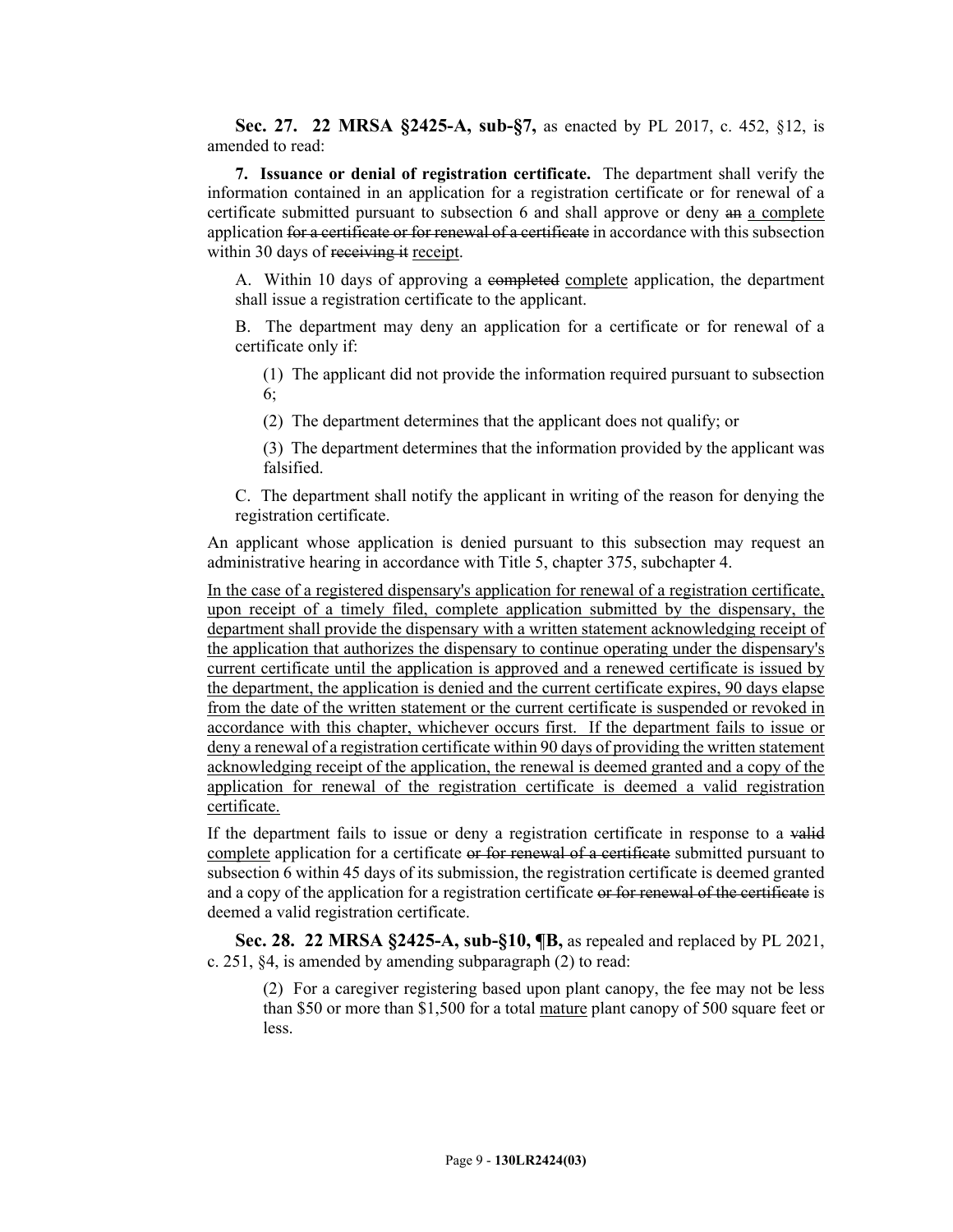**Sec. 27. 22 MRSA §2425-A, sub-§7,** as enacted by PL 2017, c. 452, §12, is amended to read:

**7. Issuance or denial of registration certificate.** The department shall verify the information contained in an application for a registration certificate or for renewal of a certificate submitted pursuant to subsection 6 and shall approve or deny ~~an~~ a complete application ~~for a certificate or for renewal of a certificate~~ in accordance with this subsection within 30 days of ~~receiving it~~ receipt.

A. Within 10 days of approving a ~~completed~~ complete application, the department shall issue a registration certificate to the applicant.

B. The department may deny an application for a certificate or for renewal of a certificate only if:

(1) The applicant did not provide the information required pursuant to subsection 6;

(2) The department determines that the applicant does not qualify; or

(3) The department determines that the information provided by the applicant was falsified.

C. The department shall notify the applicant in writing of the reason for denying the registration certificate.

An applicant whose application is denied pursuant to this subsection may request an administrative hearing in accordance with Title 5, chapter 375, subchapter 4.

In the case of a registered dispensary's application for renewal of a registration certificate, upon receipt of a timely filed, complete application submitted by the dispensary, the department shall provide the dispensary with a written statement acknowledging receipt of the application that authorizes the dispensary to continue operating under the dispensary's current certificate until the application is approved and a renewed certificate is issued by the department, the application is denied and the current certificate expires, 90 days elapse from the date of the written statement or the current certificate is suspended or revoked in accordance with this chapter, whichever occurs first. If the department fails to issue or deny a renewal of a registration certificate within 90 days of providing the written statement acknowledging receipt of the application, the renewal is deemed granted and a copy of the application for renewal of the registration certificate is deemed a valid registration certificate.

If the department fails to issue or deny a registration certificate in response to a ~~valid~~ complete application for a certificate ~~or for renewal of a certificate~~ submitted pursuant to subsection 6 within 45 days of its submission, the registration certificate is deemed granted and a copy of the application for a registration certificate ~~or for renewal of the certificate~~ is deemed a valid registration certificate.

**Sec. 28. 22 MRSA §2425-A, sub-§10, ¶B,** as repealed and replaced by PL 2021, c. 251, §4, is amended by amending subparagraph (2) to read:

(2) For a caregiver registering based upon plant canopy, the fee may not be less than $50 or more than $1,500 for a total mature plant canopy of 500 square feet or less.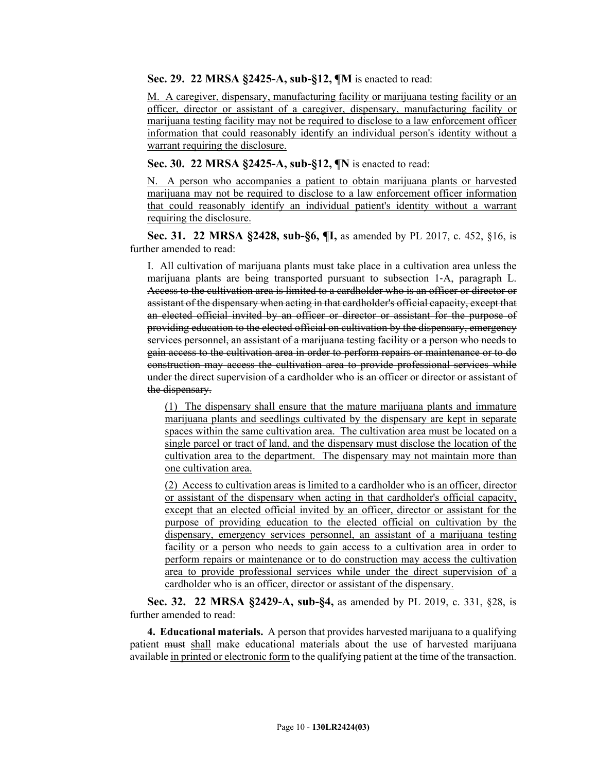**Sec. 29. 22 MRSA §2425-A, sub-§12, ¶M** is enacted to read:

M. A caregiver, dispensary, manufacturing facility or marijuana testing facility or an officer, director or assistant of a caregiver, dispensary, manufacturing facility or marijuana testing facility may not be required to disclose to a law enforcement officer information that could reasonably identify an individual person's identity without a warrant requiring the disclosure.

**Sec. 30. 22 MRSA §2425-A, sub-§12, ¶N** is enacted to read:

N. A person who accompanies a patient to obtain marijuana plants or harvested marijuana may not be required to disclose to a law enforcement officer information that could reasonably identify an individual patient's identity without a warrant requiring the disclosure.

**Sec. 31. 22 MRSA §2428, sub-§6, ¶I,** as amended by PL 2017, c. 452, §16, is further amended to read:

I. All cultivation of marijuana plants must take place in a cultivation area unless the marijuana plants are being transported pursuant to subsection 1-A, paragraph L. ~~Access to the cultivation area is limited to a cardholder who is an officer or director or assistant of the dispensary when acting in that cardholder's official capacity, except that an elected official invited by an officer or director or assistant for the purpose of providing education to the elected official on cultivation by the dispensary, emergency services personnel, an assistant of a marijuana testing facility or a person who needs to gain access to the cultivation area in order to perform repairs or maintenance or to do construction may access the cultivation area to provide professional services while under the direct supervision of a cardholder who is an officer or director or assistant of the dispensary.~~

(1) The dispensary shall ensure that the mature marijuana plants and immature marijuana plants and seedlings cultivated by the dispensary are kept in separate spaces within the same cultivation area. The cultivation area must be located on a single parcel or tract of land, and the dispensary must disclose the location of the cultivation area to the department. The dispensary may not maintain more than one cultivation area.

(2) Access to cultivation areas is limited to a cardholder who is an officer, director or assistant of the dispensary when acting in that cardholder's official capacity, except that an elected official invited by an officer, director or assistant for the purpose of providing education to the elected official on cultivation by the dispensary, emergency services personnel, an assistant of a marijuana testing facility or a person who needs to gain access to a cultivation area in order to perform repairs or maintenance or to do construction may access the cultivation area to provide professional services while under the direct supervision of a cardholder who is an officer, director or assistant of the dispensary.

**Sec. 32. 22 MRSA §2429-A, sub-§4,** as amended by PL 2019, c. 331, §28, is further amended to read:

**4. Educational materials.** A person that provides harvested marijuana to a qualifying patient ~~must~~ shall make educational materials about the use of harvested marijuana available in printed or electronic form to the qualifying patient at the time of the transaction.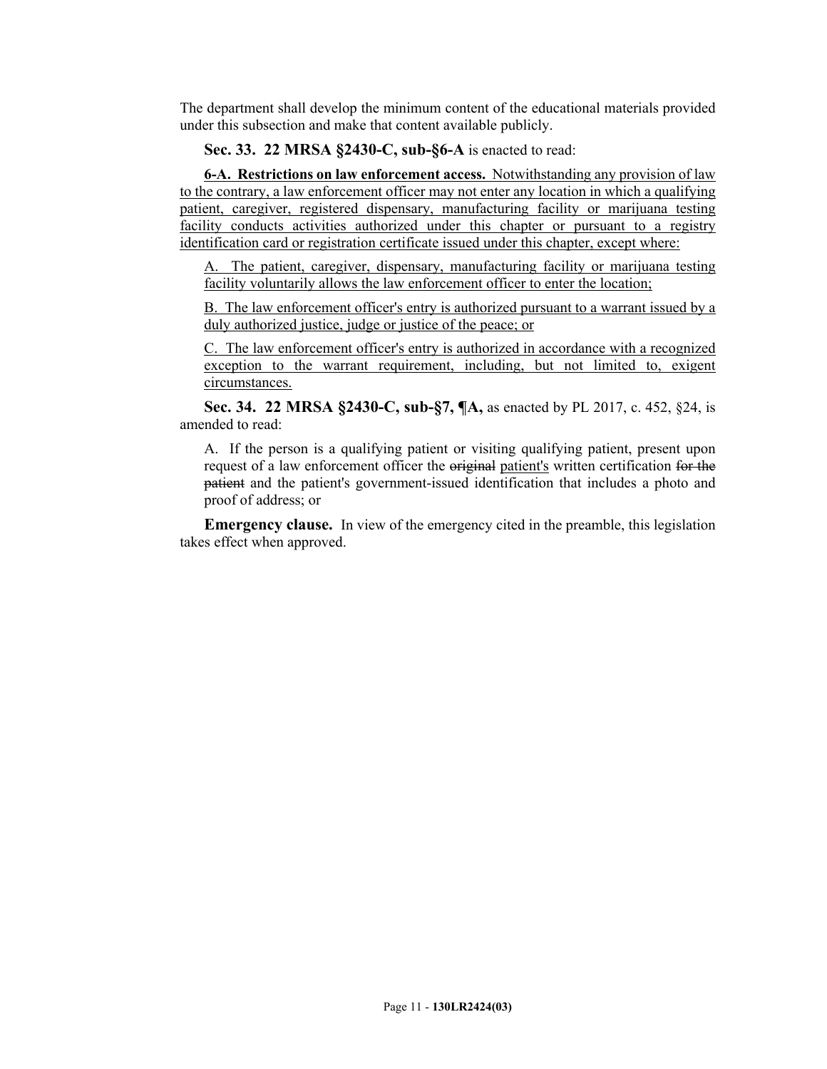The department shall develop the minimum content of the educational materials provided under this subsection and make that content available publicly.

**Sec. 33. 22 MRSA §2430-C, sub-§6-A** is enacted to read:

**6-A. Restrictions on law enforcement access.** Notwithstanding any provision of law to the contrary, a law enforcement officer may not enter any location in which a qualifying patient, caregiver, registered dispensary, manufacturing facility or marijuana testing facility conducts activities authorized under this chapter or pursuant to a registry identification card or registration certificate issued under this chapter, except where:

A. The patient, caregiver, dispensary, manufacturing facility or marijuana testing facility voluntarily allows the law enforcement officer to enter the location;

B. The law enforcement officer's entry is authorized pursuant to a warrant issued by a duly authorized justice, judge or justice of the peace; or

C. The law enforcement officer's entry is authorized in accordance with a recognized exception to the warrant requirement, including, but not limited to, exigent circumstances.

**Sec. 34. 22 MRSA §2430-C, sub-§7, ¶A,** as enacted by PL 2017, c. 452, §24, is amended to read:

A. If the person is a qualifying patient or visiting qualifying patient, present upon request of a law enforcement officer the ~~original~~ patient's written certification ~~for the patient~~ and the patient's government-issued identification that includes a photo and proof of address; or

**Emergency clause.** In view of the emergency cited in the preamble, this legislation takes effect when approved.